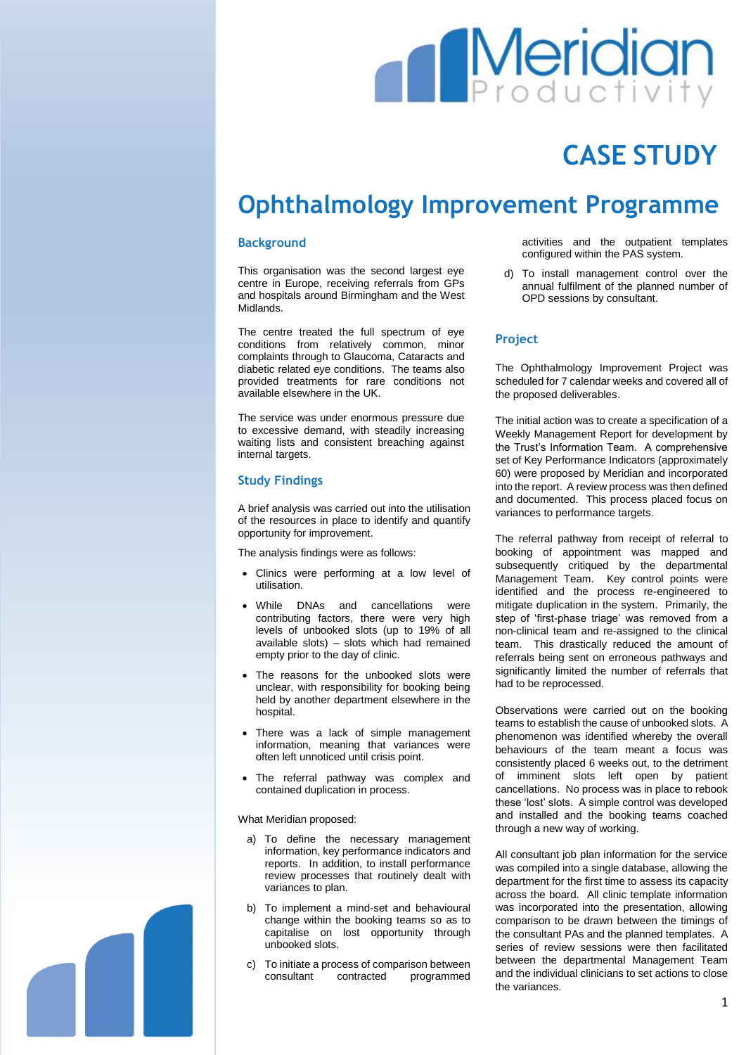# CASE STUDY

# Ophthalmology Improvement Programme

## Background

This organisation was the second largest eye centre in Europe, receiving referrals from GPs and hospitals around Birmingham and the West Midlands.

The centre treated the full spectrum of eye conditions from relatively common, minor complaints through to Glaucoma, Cataracts and diabetic related eye conditions. The teams also provided treatments for rare conditions not available elsewhere in the UK.

The service was under enormous pressure due to excessive demand, with steadily increasing waiting lists and consistent breaching against internal targets.

## Study Findings

A brief analysis was carried out into the utilisation of the resources in place to identify and quantify opportunity for improvement.

The analysis findings were as follows:

- Clinics were performing at a low level of utilisation.
- While DNAs and cancellations were contributing factors, there were very high levels of unbooked slots (up to 19% of all available slots) – slots which had remained empty prior to the day of clinic.
- The reasons for the unbooked slots were unclear, with responsibility for booking being held by another department elsewhere in the hospital.
- There was a lack of simple management information, meaning that variances were often left unnoticed until crisis point.
- The referral pathway was complex and contained duplication in process.

What Meridian proposed:

a) To define the necessary management information, key performance indicators and reports. In addition, to install performance review processes that routinely dealt with variances to plan.

b) To implement a mind-set and behavioural change within the booking teams so as to capitalise on lost opportunity through unbooked slots.

c) To initiate a process of comparison between consultant contracted programmed activities and the outpatient templates configured within the PAS system.

d) To install management control over the annual fulfilment of the planned number of OPD sessions by consultant.

## Project

The Ophthalmology Improvement Project was scheduled for 7 calendar weeks and covered all of the proposed deliverables.

The initial action was to create a specification of a Weekly Management Report for development by the Trust's Information Team. A comprehensive set of Key Performance Indicators (approximately 60) were proposed by Meridian and incorporated into the report. A review process was then defined and documented. This process placed focus on variances to performance targets.

The referral pathway from receipt of referral to booking of appointment was mapped and subsequently critiqued by the departmental Management Team. Key control points were identified and the process re-engineered to mitigate duplication in the system. Primarily, the step of 'first-phase triage' was removed from a non-clinical team and re-assigned to the clinical team. This drastically reduced the amount of referrals being sent on erroneous pathways and significantly limited the number of referrals that had to be reprocessed.

Observations were carried out on the booking teams to establish the cause of unbooked slots. A phenomenon was identified whereby the overall behaviours of the team meant a focus was consistently placed 6 weeks out, to the detriment of imminent slots left open by patient cancellations. No process was in place to rebook these 'lost' slots. A simple control was developed and installed and the booking teams coached through a new way of working.

All consultant job plan information for the service was compiled into a single database, allowing the department for the first time to assess its capacity across the board. All clinic template information was incorporated into the presentation, allowing comparison to be drawn between the timings of the consultant PAs and the planned templates. A series of review sessions were then facilitated between the departmental Management Team and the individual clinicians to set actions to close the variances.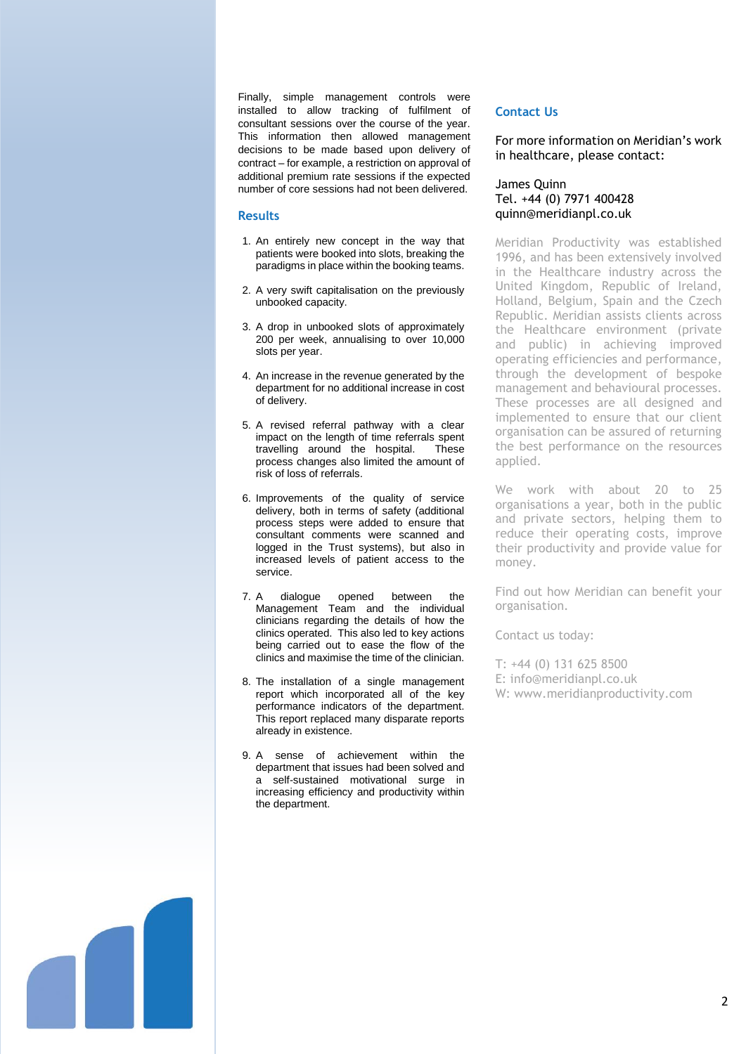Finally, simple management controls were installed to allow tracking of fulfilment of consultant sessions over the course of the year. This information then allowed management decisions to be made based upon delivery of contract – for example, a restriction on approval of additional premium rate sessions if the expected number of core sessions had not been delivered.

## Results

1. An entirely new concept in the way that patients were booked into slots, breaking the paradigms in place within the booking teams.

2. A very swift capitalisation on the previously unbooked capacity.

3. A drop in unbooked slots of approximately 200 per week, annualising to over 10,000 slots per year.

4. An increase in the revenue generated by the department for no additional increase in cost of delivery.

5. A revised referral pathway with a clear impact on the length of time referrals spent travelling around the hospital. These process changes also limited the amount of risk of loss of referrals.

6. Improvements of the quality of service delivery, both in terms of safety (additional process steps were added to ensure that consultant comments were scanned and logged in the Trust systems), but also in increased levels of patient access to the service.

7. A dialogue opened between the Management Team and the individual clinicians regarding the details of how the clinics operated. This also led to key actions being carried out to ease the flow of the clinics and maximise the time of the clinician.

8. The installation of a single management report which incorporated all of the key performance indicators of the department. This report replaced many disparate reports already in existence.

9. A sense of achievement within the department that issues had been solved and a self-sustained motivational surge in increasing efficiency and productivity within the department.

## Contact Us

For more information on Meridian's work in healthcare, please contact:

James Quinn
Tel. +44 (0) 7971 400428
quinn@meridianpl.co.uk

Meridian Productivity was established 1996, and has been extensively involved in the Healthcare industry across the United Kingdom, Republic of Ireland, Holland, Belgium, Spain and the Czech Republic. Meridian assists clients across the Healthcare environment (private and public) in achieving improved operating efficiencies and performance, through the development of bespoke management and behavioural processes. These processes are all designed and implemented to ensure that our client organisation can be assured of returning the best performance on the resources applied.

We work with about 20 to 25 organisations a year, both in the public and private sectors, helping them to reduce their operating costs, improve their productivity and provide value for money.

Find out how Meridian can benefit your organisation.

Contact us today:

T: +44 (0) 131 625 8500
E: info@meridianpl.co.uk
W: www.meridianproductivity.com